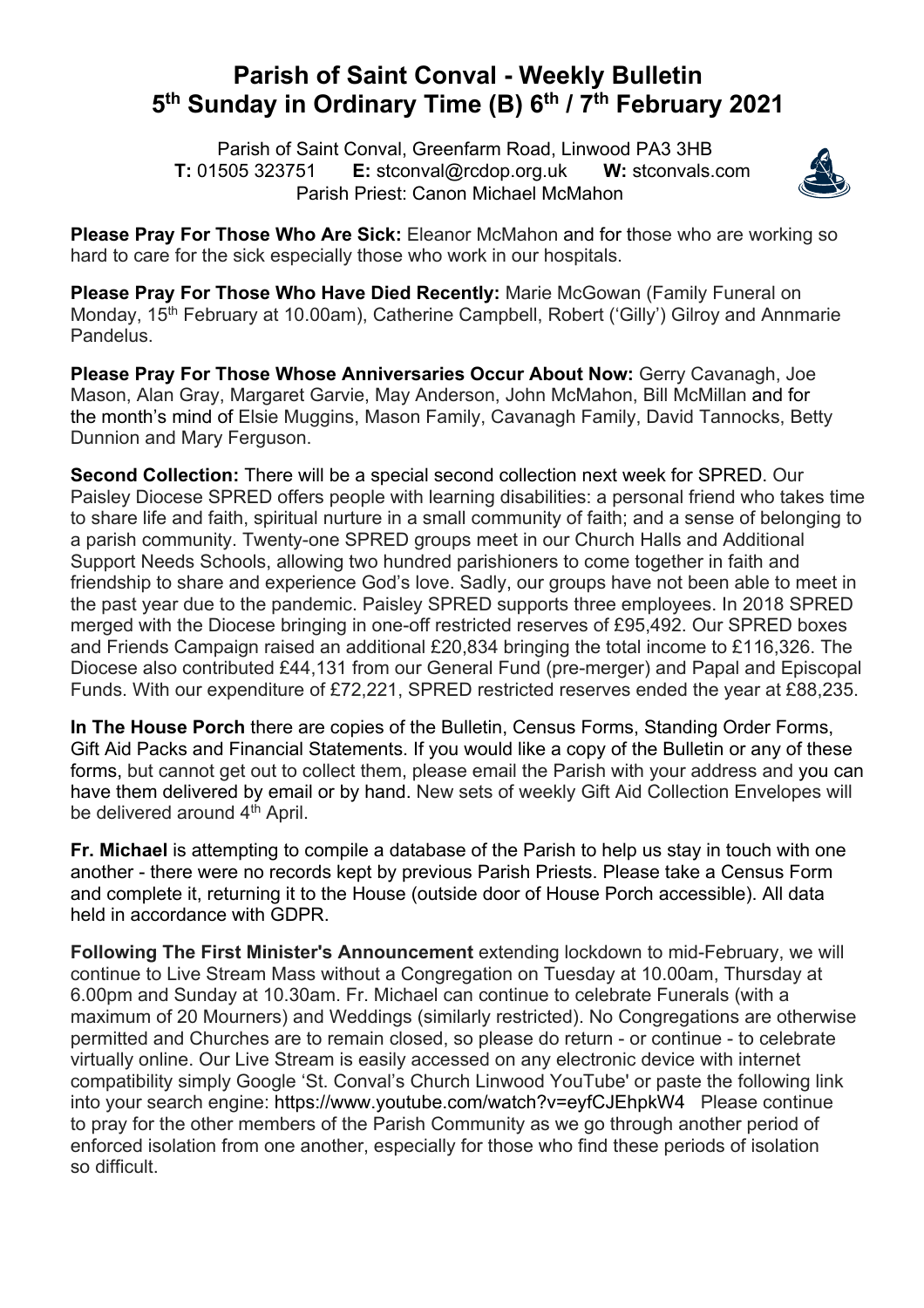# Parish of Saint Conval - Weekly Bulletin
# 5th Sunday in Ordinary Time (B) 6th / 7th February 2021

Parish of Saint Conval, Greenfarm Road, Linwood PA3 3HB
**T:** 01505 323751 **E:** stconval@rcdop.org.uk **W:** stconvals.com
Parish Priest: Canon Michael McMahon

**Please Pray For Those Who Are Sick:** Eleanor McMahon and for those who are working so hard to care for the sick especially those who work in our hospitals.

**Please Pray For Those Who Have Died Recently:** Marie McGowan (Family Funeral on Monday, 15th February at 10.00am), Catherine Campbell, Robert ('Gilly') Gilroy and Annmarie Pandelus.

**Please Pray For Those Whose Anniversaries Occur About Now:** Gerry Cavanagh, Joe Mason, Alan Gray, Margaret Garvie, May Anderson, John McMahon, Bill McMillan and for the month's mind of Elsie Muggins, Mason Family, Cavanagh Family, David Tannocks, Betty Dunnion and Mary Ferguson.

**Second Collection:** There will be a special second collection next week for SPRED. Our Paisley Diocese SPRED offers people with learning disabilities: a personal friend who takes time to share life and faith, spiritual nurture in a small community of faith; and a sense of belonging to a parish community. Twenty-one SPRED groups meet in our Church Halls and Additional Support Needs Schools, allowing two hundred parishioners to come together in faith and friendship to share and experience God's love. Sadly, our groups have not been able to meet in the past year due to the pandemic. Paisley SPRED supports three employees. In 2018 SPRED merged with the Diocese bringing in one-off restricted reserves of £95,492. Our SPRED boxes and Friends Campaign raised an additional £20,834 bringing the total income to £116,326. The Diocese also contributed £44,131 from our General Fund (pre-merger) and Papal and Episcopal Funds. With our expenditure of £72,221, SPRED restricted reserves ended the year at £88,235.

**In The House Porch** there are copies of the Bulletin, Census Forms, Standing Order Forms, Gift Aid Packs and Financial Statements. If you would like a copy of the Bulletin or any of these forms, but cannot get out to collect them, please email the Parish with your address and you can have them delivered by email or by hand. New sets of weekly Gift Aid Collection Envelopes will be delivered around 4th April.

**Fr. Michael** is attempting to compile a database of the Parish to help us stay in touch with one another - there were no records kept by previous Parish Priests. Please take a Census Form and complete it, returning it to the House (outside door of House Porch accessible). All data held in accordance with GDPR.

**Following The First Minister's Announcement** extending lockdown to mid-February, we will continue to Live Stream Mass without a Congregation on Tuesday at 10.00am, Thursday at 6.00pm and Sunday at 10.30am. Fr. Michael can continue to celebrate Funerals (with a maximum of 20 Mourners) and Weddings (similarly restricted). No Congregations are otherwise permitted and Churches are to remain closed, so please do return - or continue - to celebrate virtually online. Our Live Stream is easily accessed on any electronic device with internet compatibility simply Google 'St. Conval's Church Linwood YouTube' or paste the following link into your search engine: https://www.youtube.com/watch?v=eyfCJEhpkW4 Please continue to pray for the other members of the Parish Community as we go through another period of enforced isolation from one another, especially for those who find these periods of isolation so difficult.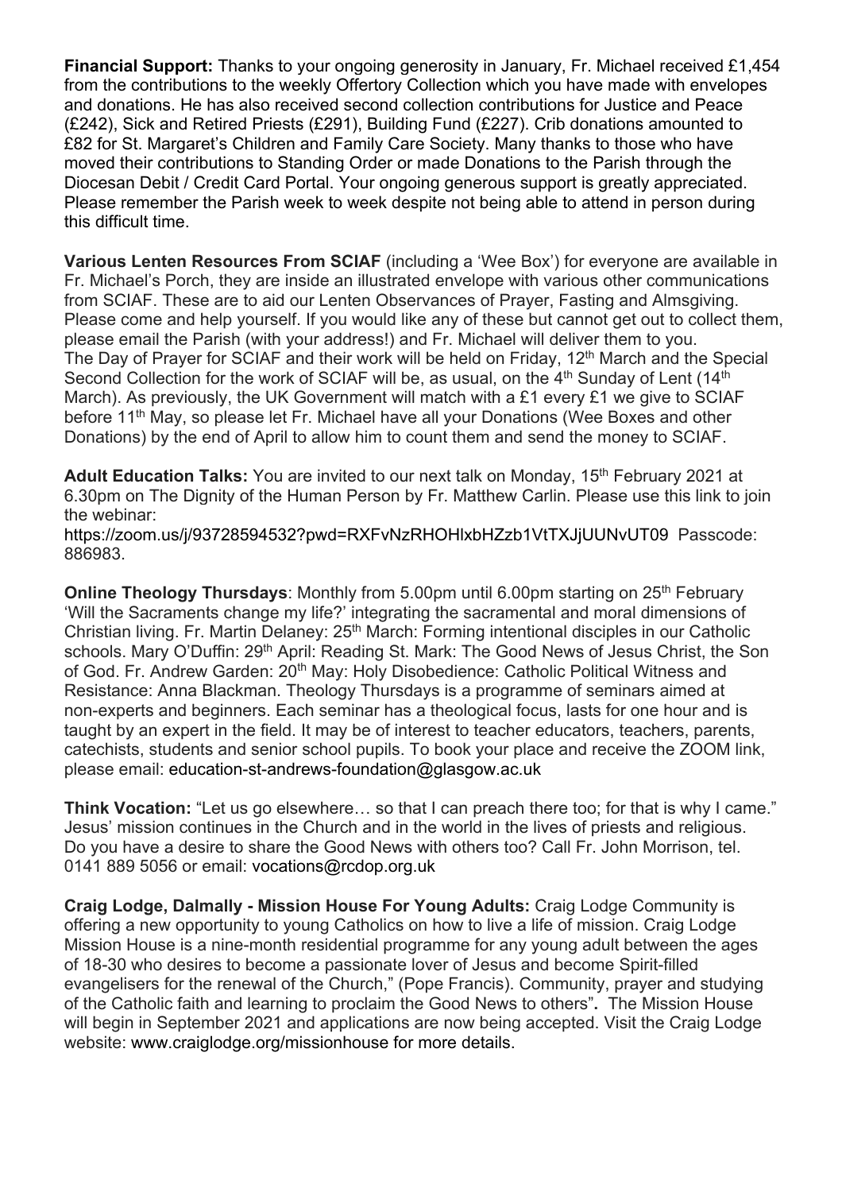**Financial Support:** Thanks to your ongoing generosity in January, Fr. Michael received £1,454 from the contributions to the weekly Offertory Collection which you have made with envelopes and donations. He has also received second collection contributions for Justice and Peace (£242), Sick and Retired Priests (£291), Building Fund (£227). Crib donations amounted to £82 for St. Margaret's Children and Family Care Society. Many thanks to those who have moved their contributions to Standing Order or made Donations to the Parish through the Diocesan Debit / Credit Card Portal. Your ongoing generous support is greatly appreciated. Please remember the Parish week to week despite not being able to attend in person during this difficult time.

**Various Lenten Resources From SCIAF** (including a 'Wee Box') for everyone are available in Fr. Michael's Porch, they are inside an illustrated envelope with various other communications from SCIAF. These are to aid our Lenten Observances of Prayer, Fasting and Almsgiving. Please come and help yourself. If you would like any of these but cannot get out to collect them, please email the Parish (with your address!) and Fr. Michael will deliver them to you. The Day of Prayer for SCIAF and their work will be held on Friday, 12th March and the Special Second Collection for the work of SCIAF will be, as usual, on the 4th Sunday of Lent (14th March). As previously, the UK Government will match with a £1 every £1 we give to SCIAF before 11th May, so please let Fr. Michael have all your Donations (Wee Boxes and other Donations) by the end of April to allow him to count them and send the money to SCIAF.

**Adult Education Talks:** You are invited to our next talk on Monday, 15th February 2021 at 6.30pm on The Dignity of the Human Person by Fr. Matthew Carlin. Please use this link to join the webinar:
https://zoom.us/j/93728594532?pwd=RXFvNzRHOHlxbHZzb1VtTXJjUUNvUT09 Passcode: 886983.

**Online Theology Thursdays**: Monthly from 5.00pm until 6.00pm starting on 25th February 'Will the Sacraments change my life?' integrating the sacramental and moral dimensions of Christian living. Fr. Martin Delaney: 25th March: Forming intentional disciples in our Catholic schools. Mary O'Duffin: 29th April: Reading St. Mark: The Good News of Jesus Christ, the Son of God. Fr. Andrew Garden: 20th May: Holy Disobedience: Catholic Political Witness and Resistance: Anna Blackman. Theology Thursdays is a programme of seminars aimed at non-experts and beginners. Each seminar has a theological focus, lasts for one hour and is taught by an expert in the field. It may be of interest to teacher educators, teachers, parents, catechists, students and senior school pupils. To book your place and receive the ZOOM link, please email: education-st-andrews-foundation@glasgow.ac.uk

**Think Vocation:** "Let us go elsewhere… so that I can preach there too; for that is why I came." Jesus' mission continues in the Church and in the world in the lives of priests and religious. Do you have a desire to share the Good News with others too? Call Fr. John Morrison, tel. 0141 889 5056 or email: vocations@rcdop.org.uk

**Craig Lodge, Dalmally - Mission House For Young Adults:** Craig Lodge Community is offering a new opportunity to young Catholics on how to live a life of mission. Craig Lodge Mission House is a nine-month residential programme for any young adult between the ages of 18-30 who desires to become a passionate lover of Jesus and become Spirit-filled evangelisers for the renewal of the Church," (Pope Francis). Community, prayer and studying of the Catholic faith and learning to proclaim the Good News to others". The Mission House will begin in September 2021 and applications are now being accepted. Visit the Craig Lodge website: www.craiglodge.org/missionhouse for more details.